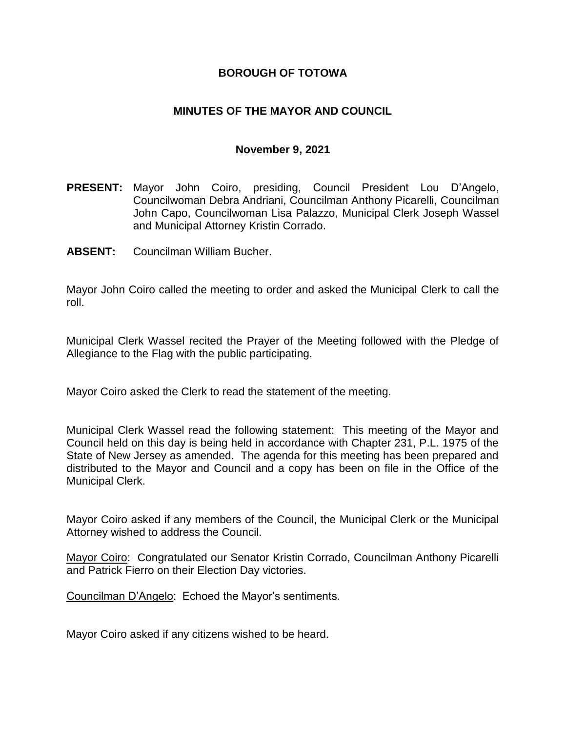# BOROUGH OF TOTOWA

## MINUTES OF THE MAYOR AND COUNCIL

### November 9, 2021

**PRESENT:** Mayor John Coiro, presiding, Council President Lou D'Angelo, Councilwoman Debra Andriani, Councilman Anthony Picarelli, Councilman John Capo, Councilwoman Lisa Palazzo, Municipal Clerk Joseph Wassel and Municipal Attorney Kristin Corrado.

**ABSENT:** Councilman William Bucher.

Mayor John Coiro called the meeting to order and asked the Municipal Clerk to call the roll.

Municipal Clerk Wassel recited the Prayer of the Meeting followed with the Pledge of Allegiance to the Flag with the public participating.

Mayor Coiro asked the Clerk to read the statement of the meeting.

Municipal Clerk Wassel read the following statement: This meeting of the Mayor and Council held on this day is being held in accordance with Chapter 231, P.L. 1975 of the State of New Jersey as amended. The agenda for this meeting has been prepared and distributed to the Mayor and Council and a copy has been on file in the Office of the Municipal Clerk.

Mayor Coiro asked if any members of the Council, the Municipal Clerk or the Municipal Attorney wished to address the Council.

Mayor Coiro: Congratulated our Senator Kristin Corrado, Councilman Anthony Picarelli and Patrick Fierro on their Election Day victories.

Councilman D'Angelo: Echoed the Mayor's sentiments.

Mayor Coiro asked if any citizens wished to be heard.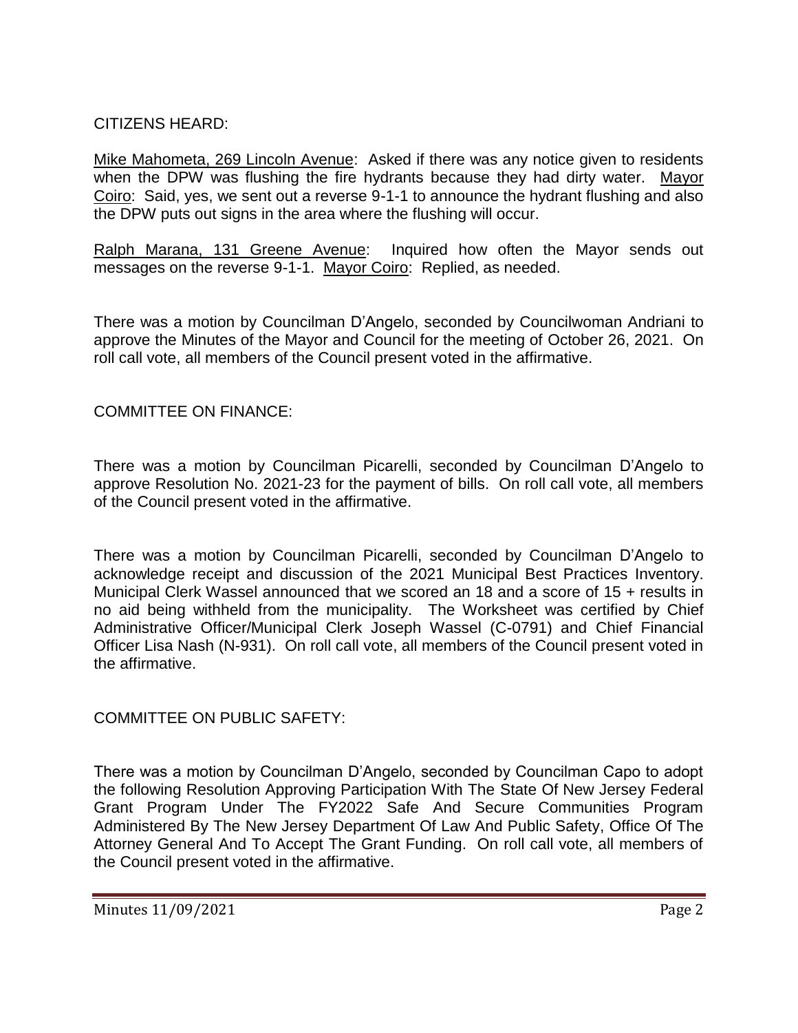CITIZENS HEARD:

Mike Mahometa, 269 Lincoln Avenue: Asked if there was any notice given to residents when the DPW was flushing the fire hydrants because they had dirty water. Mayor Coiro: Said, yes, we sent out a reverse 9-1-1 to announce the hydrant flushing and also the DPW puts out signs in the area where the flushing will occur.

Ralph Marana, 131 Greene Avenue: Inquired how often the Mayor sends out messages on the reverse 9-1-1. Mayor Coiro: Replied, as needed.

There was a motion by Councilman D'Angelo, seconded by Councilwoman Andriani to approve the Minutes of the Mayor and Council for the meeting of October 26, 2021. On roll call vote, all members of the Council present voted in the affirmative.

COMMITTEE ON FINANCE:

There was a motion by Councilman Picarelli, seconded by Councilman D'Angelo to approve Resolution No. 2021-23 for the payment of bills. On roll call vote, all members of the Council present voted in the affirmative.

There was a motion by Councilman Picarelli, seconded by Councilman D'Angelo to acknowledge receipt and discussion of the 2021 Municipal Best Practices Inventory. Municipal Clerk Wassel announced that we scored an 18 and a score of 15 + results in no aid being withheld from the municipality. The Worksheet was certified by Chief Administrative Officer/Municipal Clerk Joseph Wassel (C-0791) and Chief Financial Officer Lisa Nash (N-931). On roll call vote, all members of the Council present voted in the affirmative.

COMMITTEE ON PUBLIC SAFETY:

There was a motion by Councilman D'Angelo, seconded by Councilman Capo to adopt the following Resolution Approving Participation With The State Of New Jersey Federal Grant Program Under The FY2022 Safe And Secure Communities Program Administered By The New Jersey Department Of Law And Public Safety, Office Of The Attorney General And To Accept The Grant Funding. On roll call vote, all members of the Council present voted in the affirmative.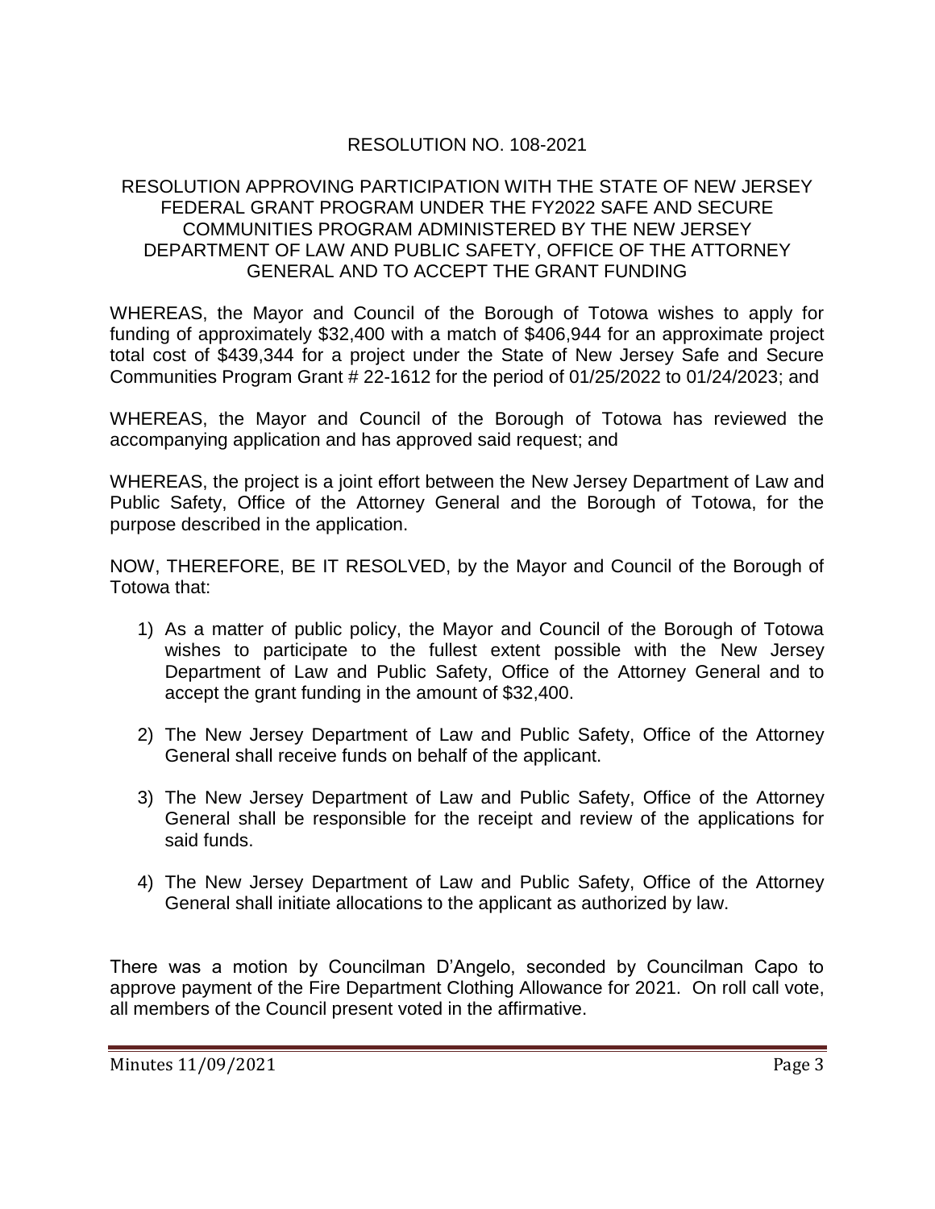RESOLUTION NO. 108-2021

RESOLUTION APPROVING PARTICIPATION WITH THE STATE OF NEW JERSEY FEDERAL GRANT PROGRAM UNDER THE FY2022 SAFE AND SECURE COMMUNITIES PROGRAM ADMINISTERED BY THE NEW JERSEY DEPARTMENT OF LAW AND PUBLIC SAFETY, OFFICE OF THE ATTORNEY GENERAL AND TO ACCEPT THE GRANT FUNDING

WHEREAS, the Mayor and Council of the Borough of Totowa wishes to apply for funding of approximately $32,400 with a match of $406,944 for an approximate project total cost of $439,344 for a project under the State of New Jersey Safe and Secure Communities Program Grant # 22-1612 for the period of 01/25/2022 to 01/24/2023; and

WHEREAS, the Mayor and Council of the Borough of Totowa has reviewed the accompanying application and has approved said request; and

WHEREAS, the project is a joint effort between the New Jersey Department of Law and Public Safety, Office of the Attorney General and the Borough of Totowa, for the purpose described in the application.

NOW, THEREFORE, BE IT RESOLVED, by the Mayor and Council of the Borough of Totowa that:

1) As a matter of public policy, the Mayor and Council of the Borough of Totowa wishes to participate to the fullest extent possible with the New Jersey Department of Law and Public Safety, Office of the Attorney General and to accept the grant funding in the amount of $32,400.
2) The New Jersey Department of Law and Public Safety, Office of the Attorney General shall receive funds on behalf of the applicant.
3) The New Jersey Department of Law and Public Safety, Office of the Attorney General shall be responsible for the receipt and review of the applications for said funds.
4) The New Jersey Department of Law and Public Safety, Office of the Attorney General shall initiate allocations to the applicant as authorized by law.

There was a motion by Councilman D'Angelo, seconded by Councilman Capo to approve payment of the Fire Department Clothing Allowance for 2021. On roll call vote, all members of the Council present voted in the affirmative.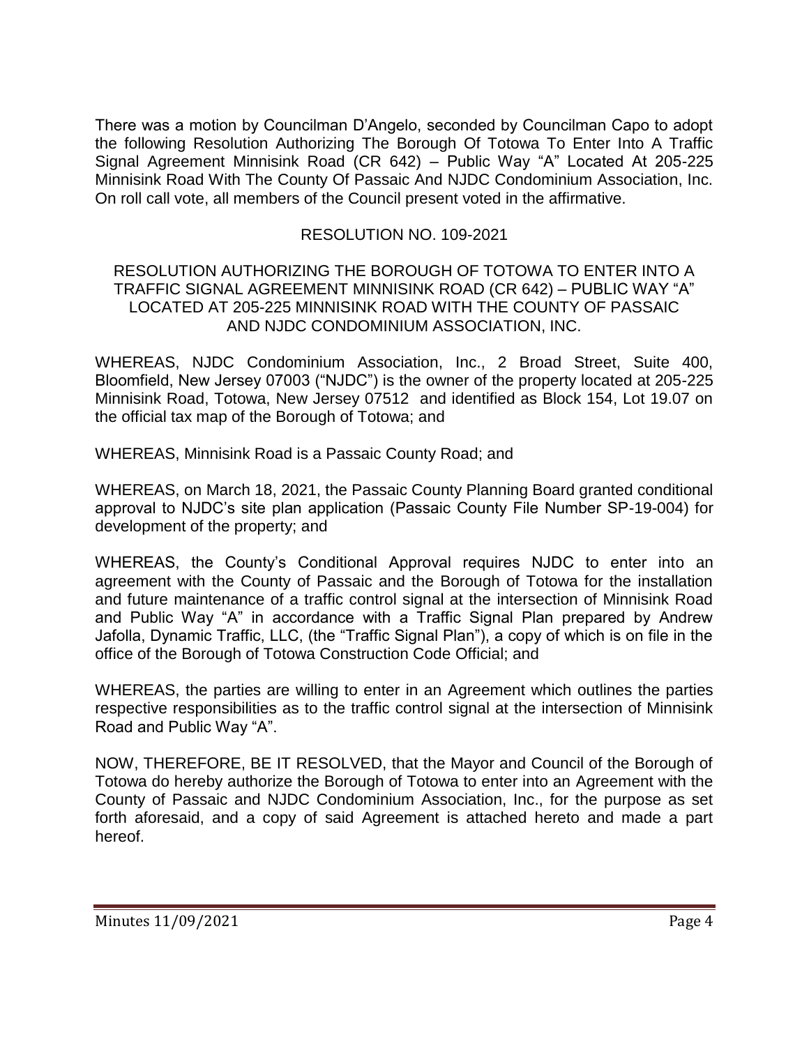There was a motion by Councilman D'Angelo, seconded by Councilman Capo to adopt the following Resolution Authorizing The Borough Of Totowa To Enter Into A Traffic Signal Agreement Minnisink Road (CR 642) – Public Way "A" Located At 205-225 Minnisink Road With The County Of Passaic And NJDC Condominium Association, Inc. On roll call vote, all members of the Council present voted in the affirmative.

RESOLUTION NO. 109-2021

RESOLUTION AUTHORIZING THE BOROUGH OF TOTOWA TO ENTER INTO A TRAFFIC SIGNAL AGREEMENT MINNISINK ROAD (CR 642) – PUBLIC WAY "A" LOCATED AT 205-225 MINNISINK ROAD WITH THE COUNTY OF PASSAIC AND NJDC CONDOMINIUM ASSOCIATION, INC.

WHEREAS, NJDC Condominium Association, Inc., 2 Broad Street, Suite 400, Bloomfield, New Jersey 07003 ("NJDC") is the owner of the property located at 205-225 Minnisink Road, Totowa, New Jersey 07512 and identified as Block 154, Lot 19.07 on the official tax map of the Borough of Totowa; and

WHEREAS, Minnisink Road is a Passaic County Road; and

WHEREAS, on March 18, 2021, the Passaic County Planning Board granted conditional approval to NJDC's site plan application (Passaic County File Number SP-19-004) for development of the property; and

WHEREAS, the County's Conditional Approval requires NJDC to enter into an agreement with the County of Passaic and the Borough of Totowa for the installation and future maintenance of a traffic control signal at the intersection of Minnisink Road and Public Way "A" in accordance with a Traffic Signal Plan prepared by Andrew Jafolla, Dynamic Traffic, LLC, (the "Traffic Signal Plan"), a copy of which is on file in the office of the Borough of Totowa Construction Code Official; and

WHEREAS, the parties are willing to enter in an Agreement which outlines the parties respective responsibilities as to the traffic control signal at the intersection of Minnisink Road and Public Way "A".

NOW, THEREFORE, BE IT RESOLVED, that the Mayor and Council of the Borough of Totowa do hereby authorize the Borough of Totowa to enter into an Agreement with the County of Passaic and NJDC Condominium Association, Inc., for the purpose as set forth aforesaid, and a copy of said Agreement is attached hereto and made a part hereof.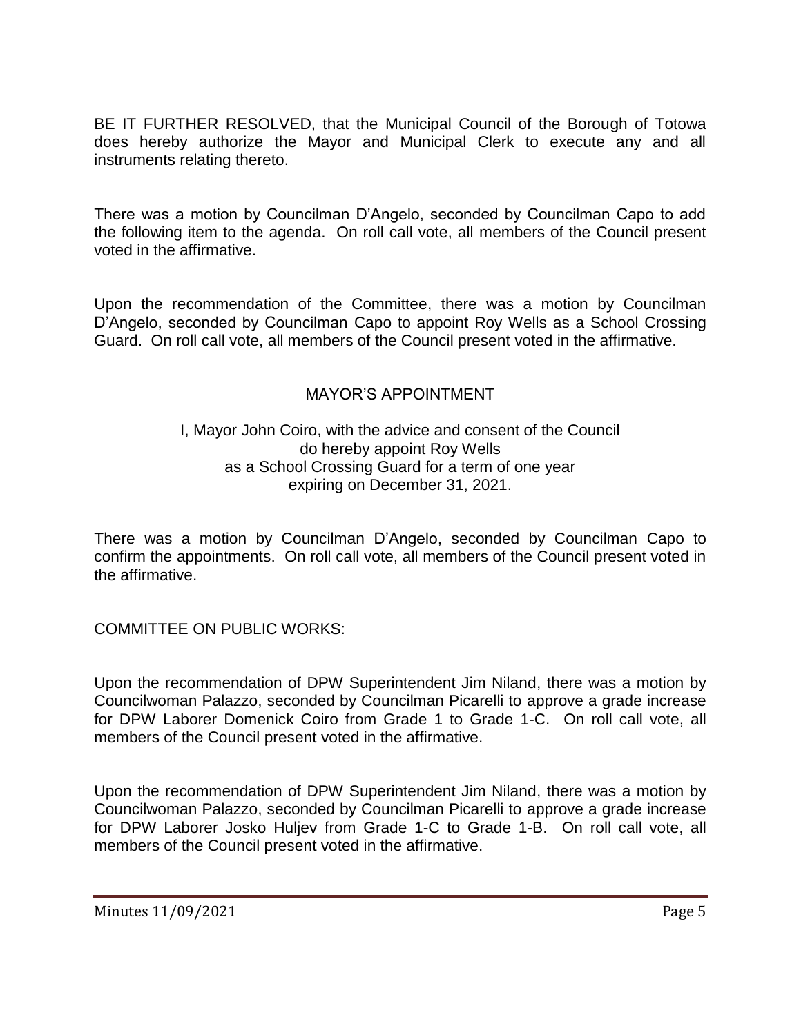BE IT FURTHER RESOLVED, that the Municipal Council of the Borough of Totowa does hereby authorize the Mayor and Municipal Clerk to execute any and all instruments relating thereto.

There was a motion by Councilman D'Angelo, seconded by Councilman Capo to add the following item to the agenda. On roll call vote, all members of the Council present voted in the affirmative.

Upon the recommendation of the Committee, there was a motion by Councilman D'Angelo, seconded by Councilman Capo to appoint Roy Wells as a School Crossing Guard. On roll call vote, all members of the Council present voted in the affirmative.

MAYOR'S APPOINTMENT

I, Mayor John Coiro, with the advice and consent of the Council
do hereby appoint Roy Wells
as a School Crossing Guard for a term of one year
expiring on December 31, 2021.

There was a motion by Councilman D'Angelo, seconded by Councilman Capo to confirm the appointments. On roll call vote, all members of the Council present voted in the affirmative.

COMMITTEE ON PUBLIC WORKS:

Upon the recommendation of DPW Superintendent Jim Niland, there was a motion by Councilwoman Palazzo, seconded by Councilman Picarelli to approve a grade increase for DPW Laborer Domenick Coiro from Grade 1 to Grade 1-C. On roll call vote, all members of the Council present voted in the affirmative.

Upon the recommendation of DPW Superintendent Jim Niland, there was a motion by Councilwoman Palazzo, seconded by Councilman Picarelli to approve a grade increase for DPW Laborer Josko Huljev from Grade 1-C to Grade 1-B. On roll call vote, all members of the Council present voted in the affirmative.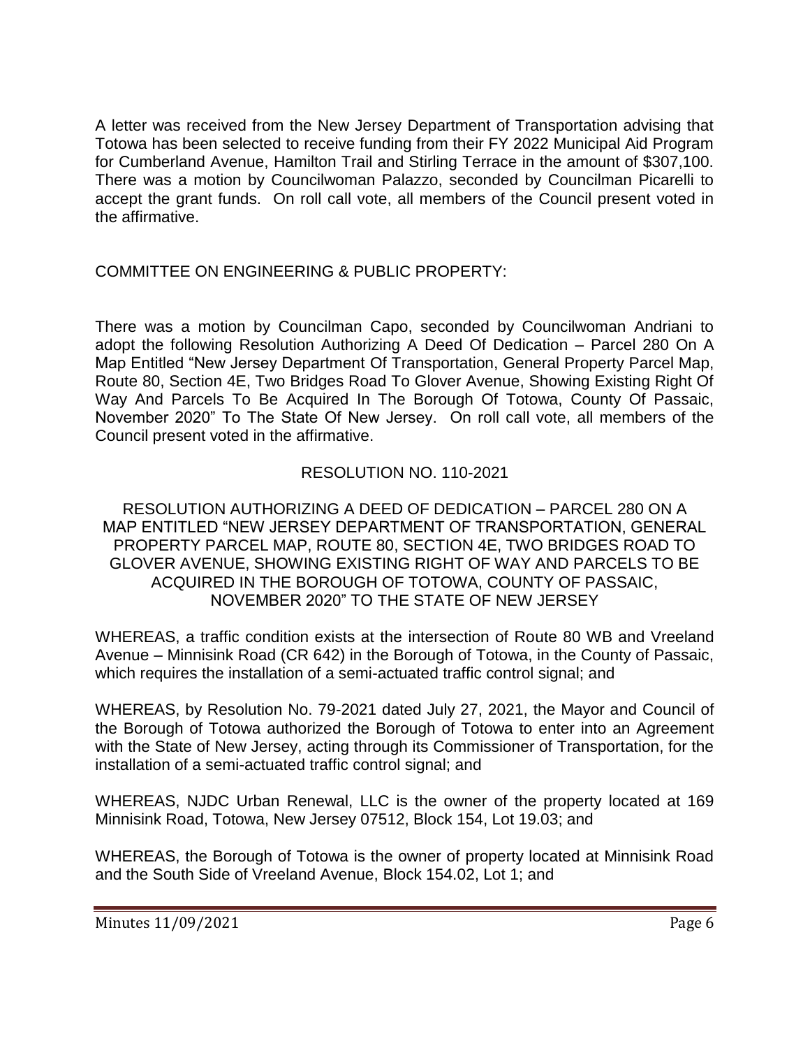A letter was received from the New Jersey Department of Transportation advising that Totowa has been selected to receive funding from their FY 2022 Municipal Aid Program for Cumberland Avenue, Hamilton Trail and Stirling Terrace in the amount of $307,100. There was a motion by Councilwoman Palazzo, seconded by Councilman Picarelli to accept the grant funds. On roll call vote, all members of the Council present voted in the affirmative.

COMMITTEE ON ENGINEERING & PUBLIC PROPERTY:

There was a motion by Councilman Capo, seconded by Councilwoman Andriani to adopt the following Resolution Authorizing A Deed Of Dedication – Parcel 280 On A Map Entitled "New Jersey Department Of Transportation, General Property Parcel Map, Route 80, Section 4E, Two Bridges Road To Glover Avenue, Showing Existing Right Of Way And Parcels To Be Acquired In The Borough Of Totowa, County Of Passaic, November 2020" To The State Of New Jersey. On roll call vote, all members of the Council present voted in the affirmative.

RESOLUTION NO. 110-2021

RESOLUTION AUTHORIZING A DEED OF DEDICATION – PARCEL 280 ON A MAP ENTITLED "NEW JERSEY DEPARTMENT OF TRANSPORTATION, GENERAL PROPERTY PARCEL MAP, ROUTE 80, SECTION 4E, TWO BRIDGES ROAD TO GLOVER AVENUE, SHOWING EXISTING RIGHT OF WAY AND PARCELS TO BE ACQUIRED IN THE BOROUGH OF TOTOWA, COUNTY OF PASSAIC, NOVEMBER 2020" TO THE STATE OF NEW JERSEY

WHEREAS, a traffic condition exists at the intersection of Route 80 WB and Vreeland Avenue – Minnisink Road (CR 642) in the Borough of Totowa, in the County of Passaic, which requires the installation of a semi-actuated traffic control signal; and

WHEREAS, by Resolution No. 79-2021 dated July 27, 2021, the Mayor and Council of the Borough of Totowa authorized the Borough of Totowa to enter into an Agreement with the State of New Jersey, acting through its Commissioner of Transportation, for the installation of a semi-actuated traffic control signal; and

WHEREAS, NJDC Urban Renewal, LLC is the owner of the property located at 169 Minnisink Road, Totowa, New Jersey 07512, Block 154, Lot 19.03; and

WHEREAS, the Borough of Totowa is the owner of property located at Minnisink Road and the South Side of Vreeland Avenue, Block 154.02, Lot 1; and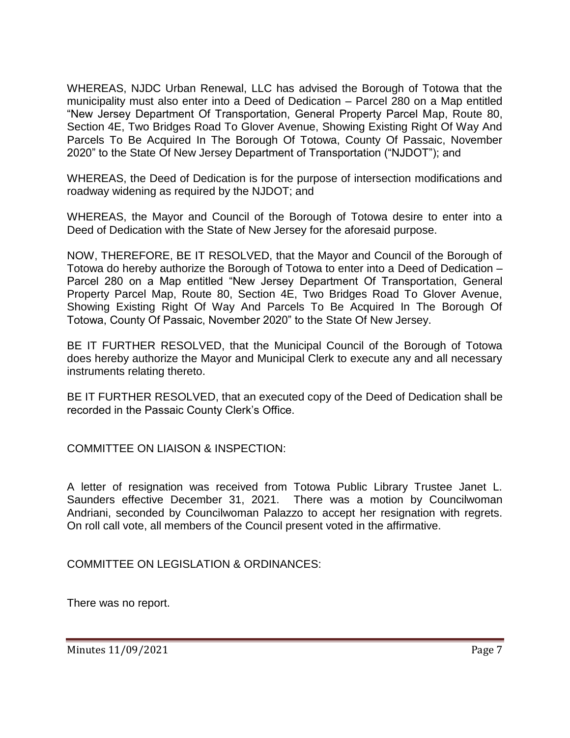WHEREAS, NJDC Urban Renewal, LLC has advised the Borough of Totowa that the municipality must also enter into a Deed of Dedication – Parcel 280 on a Map entitled "New Jersey Department Of Transportation, General Property Parcel Map, Route 80, Section 4E, Two Bridges Road To Glover Avenue, Showing Existing Right Of Way And Parcels To Be Acquired In The Borough Of Totowa, County Of Passaic, November 2020" to the State Of New Jersey Department of Transportation ("NJDOT"); and

WHEREAS, the Deed of Dedication is for the purpose of intersection modifications and roadway widening as required by the NJDOT; and

WHEREAS, the Mayor and Council of the Borough of Totowa desire to enter into a Deed of Dedication with the State of New Jersey for the aforesaid purpose.

NOW, THEREFORE, BE IT RESOLVED, that the Mayor and Council of the Borough of Totowa do hereby authorize the Borough of Totowa to enter into a Deed of Dedication – Parcel 280 on a Map entitled "New Jersey Department Of Transportation, General Property Parcel Map, Route 80, Section 4E, Two Bridges Road To Glover Avenue, Showing Existing Right Of Way And Parcels To Be Acquired In The Borough Of Totowa, County Of Passaic, November 2020" to the State Of New Jersey.

BE IT FURTHER RESOLVED, that the Municipal Council of the Borough of Totowa does hereby authorize the Mayor and Municipal Clerk to execute any and all necessary instruments relating thereto.

BE IT FURTHER RESOLVED, that an executed copy of the Deed of Dedication shall be recorded in the Passaic County Clerk's Office.

COMMITTEE ON LIAISON & INSPECTION:

A letter of resignation was received from Totowa Public Library Trustee Janet L. Saunders effective December 31, 2021. There was a motion by Councilwoman Andriani, seconded by Councilwoman Palazzo to accept her resignation with regrets. On roll call vote, all members of the Council present voted in the affirmative.

COMMITTEE ON LEGISLATION & ORDINANCES:

There was no report.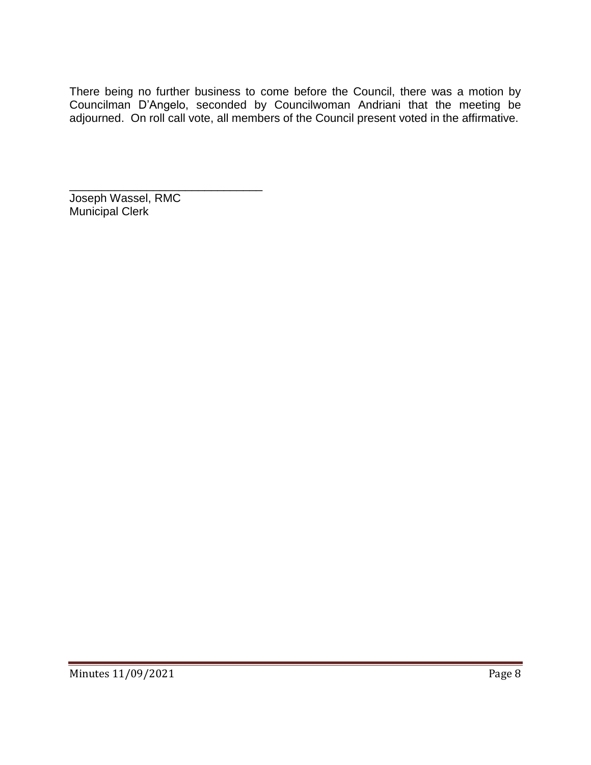There being no further business to come before the Council, there was a motion by Councilman D'Angelo, seconded by Councilwoman Andriani that the meeting be adjourned. On roll call vote, all members of the Council present voted in the affirmative.

_______________________________

Joseph Wassel, RMC
Municipal Clerk